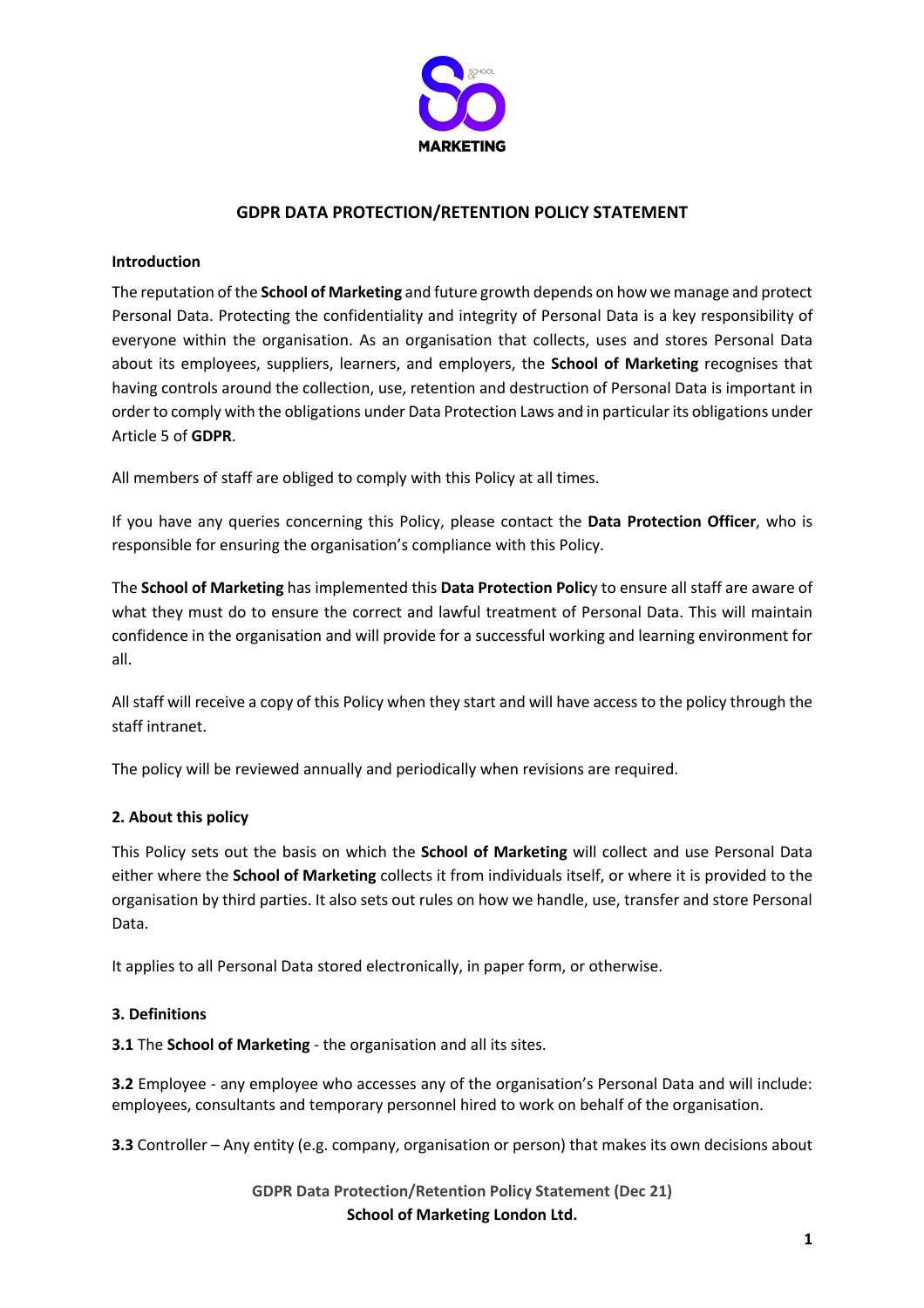# GDPR DATA PROTECTION/RETENTION POLICY STATEMENT

## Introduction

The reputation of the **School of Marketing** and future growth depends on how we manage and protect Personal Data. Protecting the confidentiality and integrity of Personal Data is a key responsibility of everyone within the organisation. As an organisation that collects, uses and stores Personal Data about its employees, suppliers, learners, and employers, the **School of Marketing** recognises that having controls around the collection, use, retention and destruction of Personal Data is important in order to comply with the obligations under Data Protection Laws and in particular its obligations under Article 5 of **GDPR**.

All members of staff are obliged to comply with this Policy at all times.

If you have any queries concerning this Policy, please contact the **Data Protection Officer**, who is responsible for ensuring the organisation's compliance with this Policy.

The **School of Marketing** has implemented this **Data Protection Polic**y to ensure all staff are aware of what they must do to ensure the correct and lawful treatment of Personal Data. This will maintain confidence in the organisation and will provide for a successful working and learning environment for all.

All staff will receive a copy of this Policy when they start and will have access to the policy through the staff intranet.

The policy will be reviewed annually and periodically when revisions are required.

## 2. About this policy

This Policy sets out the basis on which the **School of Marketing** will collect and use Personal Data either where the **School of Marketing** collects it from individuals itself, or where it is provided to the organisation by third parties. It also sets out rules on how we handle, use, transfer and store Personal Data.

It applies to all Personal Data stored electronically, in paper form, or otherwise.

## 3. Definitions

**3.1** The **School of Marketing** - the organisation and all its sites.

**3.2** Employee - any employee who accesses any of the organisation's Personal Data and will include: employees, consultants and temporary personnel hired to work on behalf of the organisation.

**3.3** Controller – Any entity (e.g. company, organisation or person) that makes its own decisions about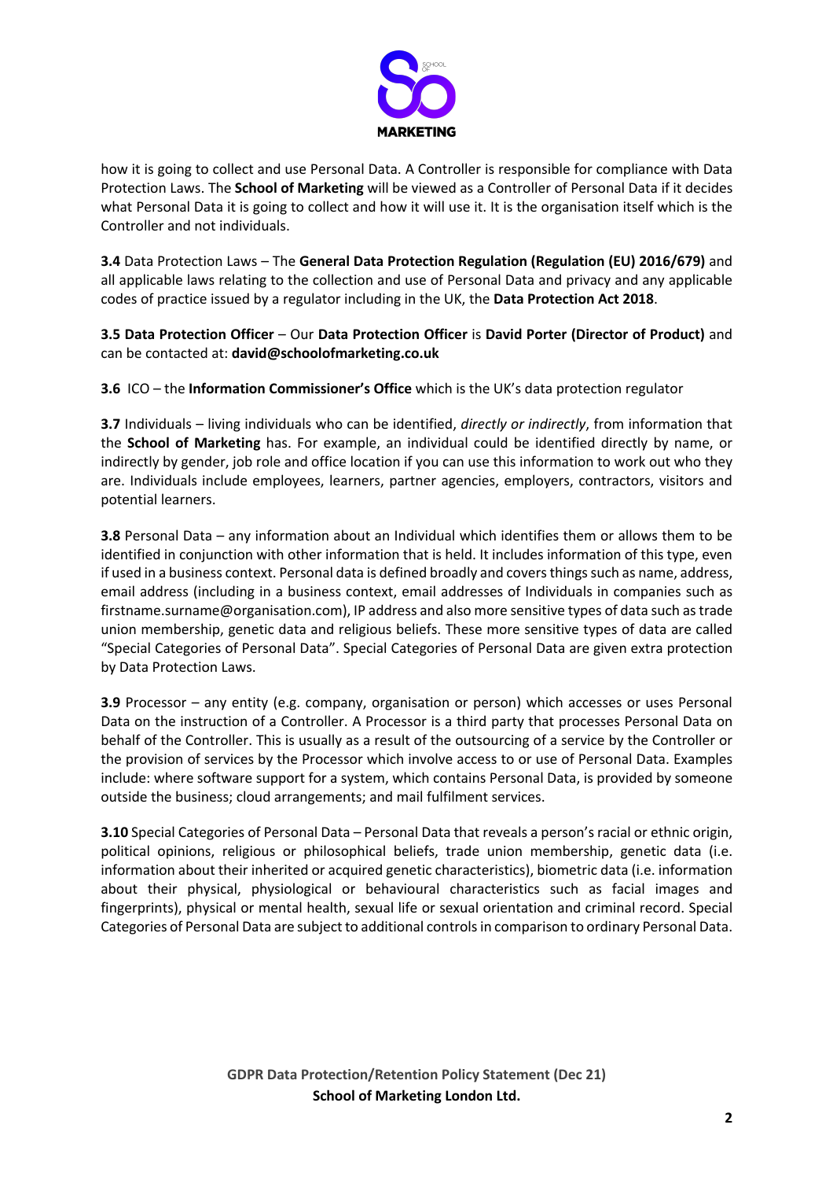how it is going to collect and use Personal Data. A Controller is responsible for compliance with Data Protection Laws. The **School of Marketing** will be viewed as a Controller of Personal Data if it decides what Personal Data it is going to collect and how it will use it. It is the organisation itself which is the Controller and not individuals.

**3.4** Data Protection Laws – The **General Data Protection Regulation (Regulation (EU) 2016/679)** and all applicable laws relating to the collection and use of Personal Data and privacy and any applicable codes of practice issued by a regulator including in the UK, the **Data Protection Act 2018**.

**3.5 Data Protection Officer** – Our **Data Protection Officer** is **David Porter (Director of Product)** and can be contacted at: **david@schoolofmarketing.co.uk**

**3.6** ICO – the **Information Commissioner's Office** which is the UK's data protection regulator

**3.7** Individuals – living individuals who can be identified, *directly or indirectly*, from information that the **School of Marketing** has. For example, an individual could be identified directly by name, or indirectly by gender, job role and office location if you can use this information to work out who they are. Individuals include employees, learners, partner agencies, employers, contractors, visitors and potential learners.

**3.8** Personal Data – any information about an Individual which identifies them or allows them to be identified in conjunction with other information that is held. It includes information of this type, even if used in a business context. Personal data is defined broadly and covers things such as name, address, email address (including in a business context, email addresses of Individuals in companies such as firstname.surname@organisation.com), IP address and also more sensitive types of data such as trade union membership, genetic data and religious beliefs. These more sensitive types of data are called "Special Categories of Personal Data". Special Categories of Personal Data are given extra protection by Data Protection Laws.

**3.9** Processor – any entity (e.g. company, organisation or person) which accesses or uses Personal Data on the instruction of a Controller. A Processor is a third party that processes Personal Data on behalf of the Controller. This is usually as a result of the outsourcing of a service by the Controller or the provision of services by the Processor which involve access to or use of Personal Data. Examples include: where software support for a system, which contains Personal Data, is provided by someone outside the business; cloud arrangements; and mail fulfilment services.

**3.10** Special Categories of Personal Data – Personal Data that reveals a person's racial or ethnic origin, political opinions, religious or philosophical beliefs, trade union membership, genetic data (i.e. information about their inherited or acquired genetic characteristics), biometric data (i.e. information about their physical, physiological or behavioural characteristics such as facial images and fingerprints), physical or mental health, sexual life or sexual orientation and criminal record. Special Categories of Personal Data are subject to additional controls in comparison to ordinary Personal Data.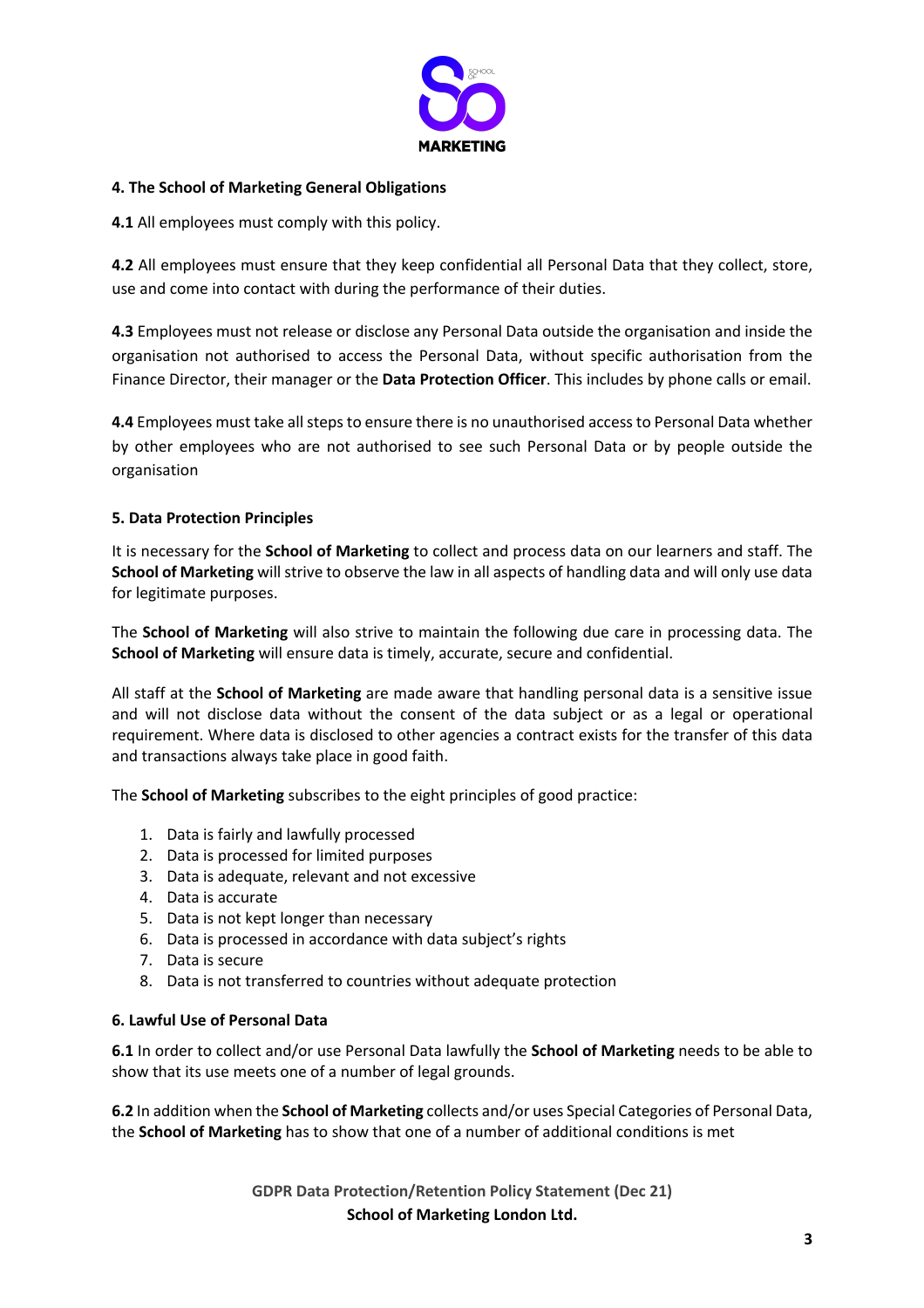**4. The School of Marketing General Obligations**

**4.1** All employees must comply with this policy.

**4.2** All employees must ensure that they keep confidential all Personal Data that they collect, store, use and come into contact with during the performance of their duties.

**4.3** Employees must not release or disclose any Personal Data outside the organisation and inside the organisation not authorised to access the Personal Data, without specific authorisation from the Finance Director, their manager or the **Data Protection Officer**. This includes by phone calls or email.

**4.4** Employees must take all steps to ensure there is no unauthorised access to Personal Data whether by other employees who are not authorised to see such Personal Data or by people outside the organisation

**5. Data Protection Principles**

It is necessary for the **School of Marketing** to collect and process data on our learners and staff. The **School of Marketing** will strive to observe the law in all aspects of handling data and will only use data for legitimate purposes.

The **School of Marketing** will also strive to maintain the following due care in processing data. The **School of Marketing** will ensure data is timely, accurate, secure and confidential.

All staff at the **School of Marketing** are made aware that handling personal data is a sensitive issue and will not disclose data without the consent of the data subject or as a legal or operational requirement. Where data is disclosed to other agencies a contract exists for the transfer of this data and transactions always take place in good faith.

The **School of Marketing** subscribes to the eight principles of good practice:

1. Data is fairly and lawfully processed
2. Data is processed for limited purposes
3. Data is adequate, relevant and not excessive
4. Data is accurate
5. Data is not kept longer than necessary
6. Data is processed in accordance with data subject's rights
7. Data is secure
8. Data is not transferred to countries without adequate protection

**6. Lawful Use of Personal Data**

**6.1** In order to collect and/or use Personal Data lawfully the **School of Marketing** needs to be able to show that its use meets one of a number of legal grounds.

**6.2** In addition when the **School of Marketing** collects and/or uses Special Categories of Personal Data, the **School of Marketing** has to show that one of a number of additional conditions is met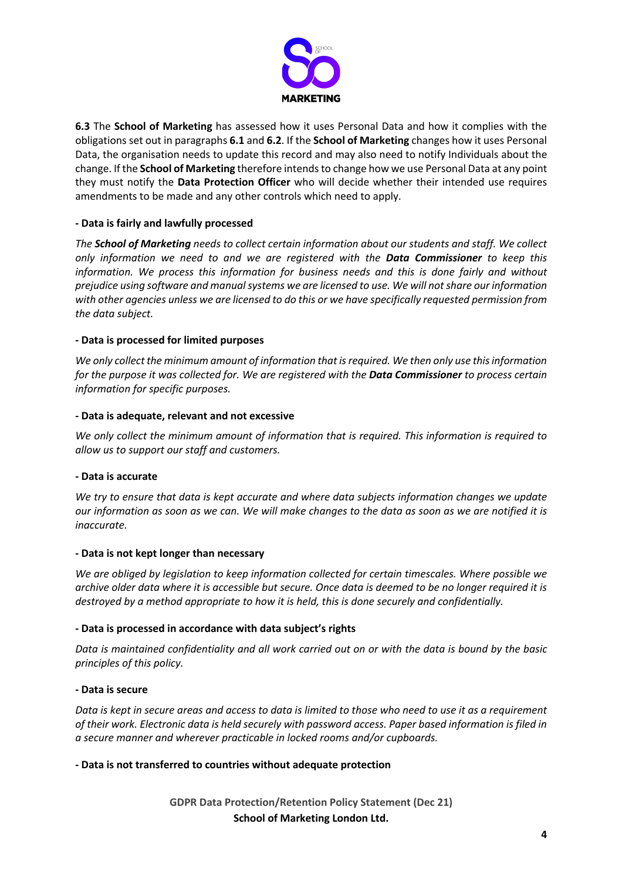**6.3** The **School of Marketing** has assessed how it uses Personal Data and how it complies with the obligations set out in paragraphs **6.1** and **6.2**. If the **School of Marketing** changes how it uses Personal Data, the organisation needs to update this record and may also need to notify Individuals about the change. If the **School of Marketing** therefore intends to change how we use Personal Data at any point they must notify the **Data Protection Officer** who will decide whether their intended use requires amendments to be made and any other controls which need to apply.

**- Data is fairly and lawfully processed**

*The **School of Marketing** needs to collect certain information about our students and staff. We collect only information we need to and we are registered with the **Data Commissioner** to keep this information. We process this information for business needs and this is done fairly and without prejudice using software and manual systems we are licensed to use. We will not share our information with other agencies unless we are licensed to do this or we have specifically requested permission from the data subject.*

**- Data is processed for limited purposes**

*We only collect the minimum amount of information that is required. We then only use this information for the purpose it was collected for. We are registered with the **Data Commissioner** to process certain information for specific purposes.*

**- Data is adequate, relevant and not excessive**

*We only collect the minimum amount of information that is required. This information is required to allow us to support our staff and customers.*

**- Data is accurate**

*We try to ensure that data is kept accurate and where data subjects information changes we update our information as soon as we can. We will make changes to the data as soon as we are notified it is inaccurate.*

**- Data is not kept longer than necessary**

*We are obliged by legislation to keep information collected for certain timescales. Where possible we archive older data where it is accessible but secure. Once data is deemed to be no longer required it is destroyed by a method appropriate to how it is held, this is done securely and confidentially.*

**- Data is processed in accordance with data subject's rights**

*Data is maintained confidentiality and all work carried out on or with the data is bound by the basic principles of this policy.*

**- Data is secure**

*Data is kept in secure areas and access to data is limited to those who need to use it as a requirement of their work. Electronic data is held securely with password access. Paper based information is filed in a secure manner and wherever practicable in locked rooms and/or cupboards.*

**- Data is not transferred to countries without adequate protection**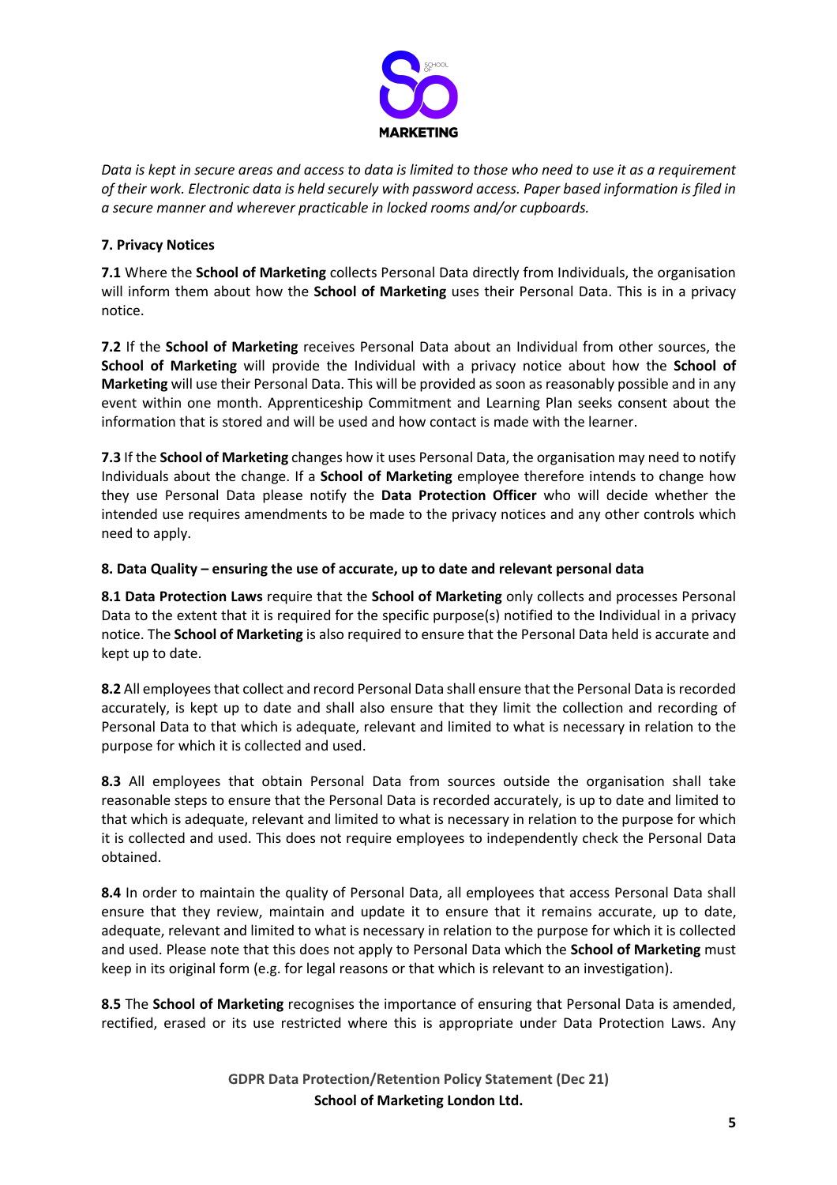*Data is kept in secure areas and access to data is limited to those who need to use it as a requirement of their work. Electronic data is held securely with password access. Paper based information is filed in a secure manner and wherever practicable in locked rooms and/or cupboards.*

**7. Privacy Notices**

**7.1** Where the **School of Marketing** collects Personal Data directly from Individuals, the organisation will inform them about how the **School of Marketing** uses their Personal Data. This is in a privacy notice.

**7.2** If the **School of Marketing** receives Personal Data about an Individual from other sources, the **School of Marketing** will provide the Individual with a privacy notice about how the **School of Marketing** will use their Personal Data. This will be provided as soon as reasonably possible and in any event within one month. Apprenticeship Commitment and Learning Plan seeks consent about the information that is stored and will be used and how contact is made with the learner.

**7.3** If the **School of Marketing** changes how it uses Personal Data, the organisation may need to notify Individuals about the change. If a **School of Marketing** employee therefore intends to change how they use Personal Data please notify the **Data Protection Officer** who will decide whether the intended use requires amendments to be made to the privacy notices and any other controls which need to apply.

**8. Data Quality – ensuring the use of accurate, up to date and relevant personal data**

**8.1 Data Protection Laws** require that the **School of Marketing** only collects and processes Personal Data to the extent that it is required for the specific purpose(s) notified to the Individual in a privacy notice. The **School of Marketing** is also required to ensure that the Personal Data held is accurate and kept up to date.

**8.2** All employees that collect and record Personal Data shall ensure that the Personal Data is recorded accurately, is kept up to date and shall also ensure that they limit the collection and recording of Personal Data to that which is adequate, relevant and limited to what is necessary in relation to the purpose for which it is collected and used.

**8.3** All employees that obtain Personal Data from sources outside the organisation shall take reasonable steps to ensure that the Personal Data is recorded accurately, is up to date and limited to that which is adequate, relevant and limited to what is necessary in relation to the purpose for which it is collected and used. This does not require employees to independently check the Personal Data obtained.

**8.4** In order to maintain the quality of Personal Data, all employees that access Personal Data shall ensure that they review, maintain and update it to ensure that it remains accurate, up to date, adequate, relevant and limited to what is necessary in relation to the purpose for which it is collected and used. Please note that this does not apply to Personal Data which the **School of Marketing** must keep in its original form (e.g. for legal reasons or that which is relevant to an investigation).

**8.5** The **School of Marketing** recognises the importance of ensuring that Personal Data is amended, rectified, erased or its use restricted where this is appropriate under Data Protection Laws. Any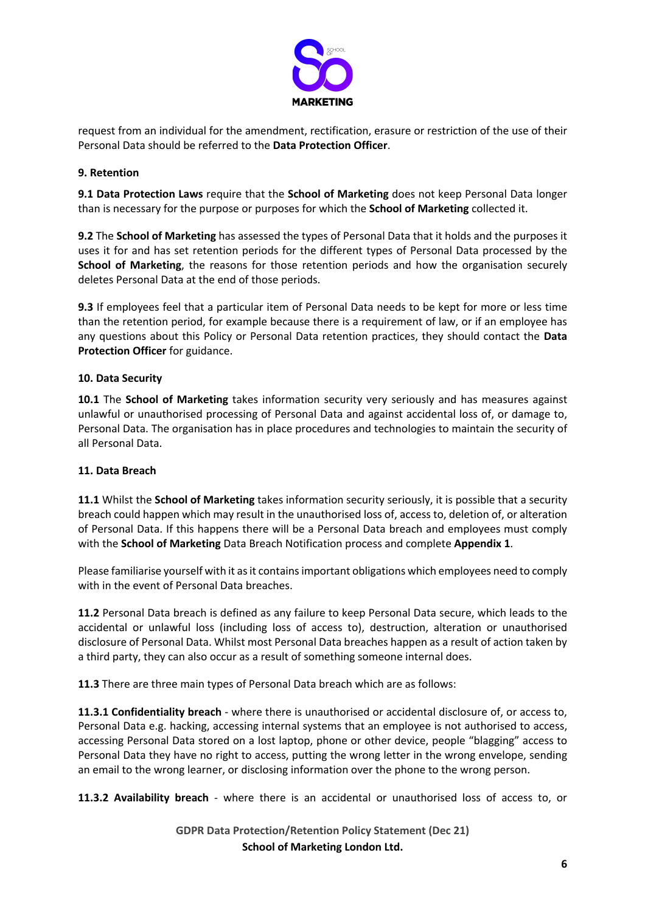request from an individual for the amendment, rectification, erasure or restriction of the use of their Personal Data should be referred to the **Data Protection Officer**.

**9. Retention**

**9.1 Data Protection Laws** require that the **School of Marketing** does not keep Personal Data longer than is necessary for the purpose or purposes for which the **School of Marketing** collected it.

**9.2** The **School of Marketing** has assessed the types of Personal Data that it holds and the purposes it uses it for and has set retention periods for the different types of Personal Data processed by the **School of Marketing**, the reasons for those retention periods and how the organisation securely deletes Personal Data at the end of those periods.

**9.3** If employees feel that a particular item of Personal Data needs to be kept for more or less time than the retention period, for example because there is a requirement of law, or if an employee has any questions about this Policy or Personal Data retention practices, they should contact the **Data Protection Officer** for guidance.

**10. Data Security**

**10.1** The **School of Marketing** takes information security very seriously and has measures against unlawful or unauthorised processing of Personal Data and against accidental loss of, or damage to, Personal Data. The organisation has in place procedures and technologies to maintain the security of all Personal Data.

**11. Data Breach**

**11.1** Whilst the **School of Marketing** takes information security seriously, it is possible that a security breach could happen which may result in the unauthorised loss of, access to, deletion of, or alteration of Personal Data. If this happens there will be a Personal Data breach and employees must comply with the **School of Marketing** Data Breach Notification process and complete **Appendix 1**.

Please familiarise yourself with it as it contains important obligations which employees need to comply with in the event of Personal Data breaches.

**11.2** Personal Data breach is defined as any failure to keep Personal Data secure, which leads to the accidental or unlawful loss (including loss of access to), destruction, alteration or unauthorised disclosure of Personal Data. Whilst most Personal Data breaches happen as a result of action taken by a third party, they can also occur as a result of something someone internal does.

**11.3** There are three main types of Personal Data breach which are as follows:

**11.3.1 Confidentiality breach** - where there is unauthorised or accidental disclosure of, or access to, Personal Data e.g. hacking, accessing internal systems that an employee is not authorised to access, accessing Personal Data stored on a lost laptop, phone or other device, people "blagging" access to Personal Data they have no right to access, putting the wrong letter in the wrong envelope, sending an email to the wrong learner, or disclosing information over the phone to the wrong person.

**11.3.2 Availability breach** - where there is an accidental or unauthorised loss of access to, or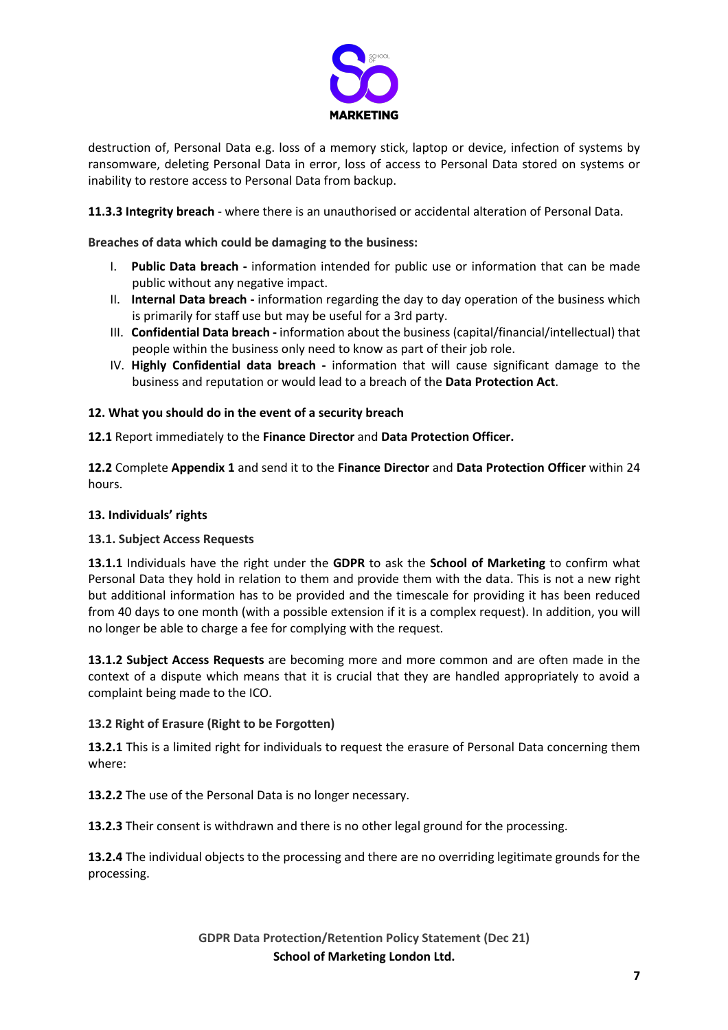destruction of, Personal Data e.g. loss of a memory stick, laptop or device, infection of systems by ransomware, deleting Personal Data in error, loss of access to Personal Data stored on systems or inability to restore access to Personal Data from backup.

**11.3.3 Integrity breach** - where there is an unauthorised or accidental alteration of Personal Data.

**Breaches of data which could be damaging to the business:**

I. **Public Data breach -** information intended for public use or information that can be made public without any negative impact.
II. **Internal Data breach -** information regarding the day to day operation of the business which is primarily for staff use but may be useful for a 3rd party.
III. **Confidential Data breach -** information about the business (capital/financial/intellectual) that people within the business only need to know as part of their job role.
IV. **Highly Confidential data breach -** information that will cause significant damage to the business and reputation or would lead to a breach of the **Data Protection Act**.

### 12. What you should do in the event of a security breach

**12.1** Report immediately to the **Finance Director** and **Data Protection Officer.**

**12.2** Complete **Appendix 1** and send it to the **Finance Director** and **Data Protection Officer** within 24 hours.

### 13. Individuals' rights

#### 13.1. Subject Access Requests

**13.1.1** Individuals have the right under the **GDPR** to ask the **School of Marketing** to confirm what Personal Data they hold in relation to them and provide them with the data. This is not a new right but additional information has to be provided and the timescale for providing it has been reduced from 40 days to one month (with a possible extension if it is a complex request). In addition, you will no longer be able to charge a fee for complying with the request.

**13.1.2 Subject Access Requests** are becoming more and more common and are often made in the context of a dispute which means that it is crucial that they are handled appropriately to avoid a complaint being made to the ICO.

#### 13.2 Right of Erasure (Right to be Forgotten)

**13.2.1** This is a limited right for individuals to request the erasure of Personal Data concerning them where:

**13.2.2** The use of the Personal Data is no longer necessary.

**13.2.3** Their consent is withdrawn and there is no other legal ground for the processing.

**13.2.4** The individual objects to the processing and there are no overriding legitimate grounds for the processing.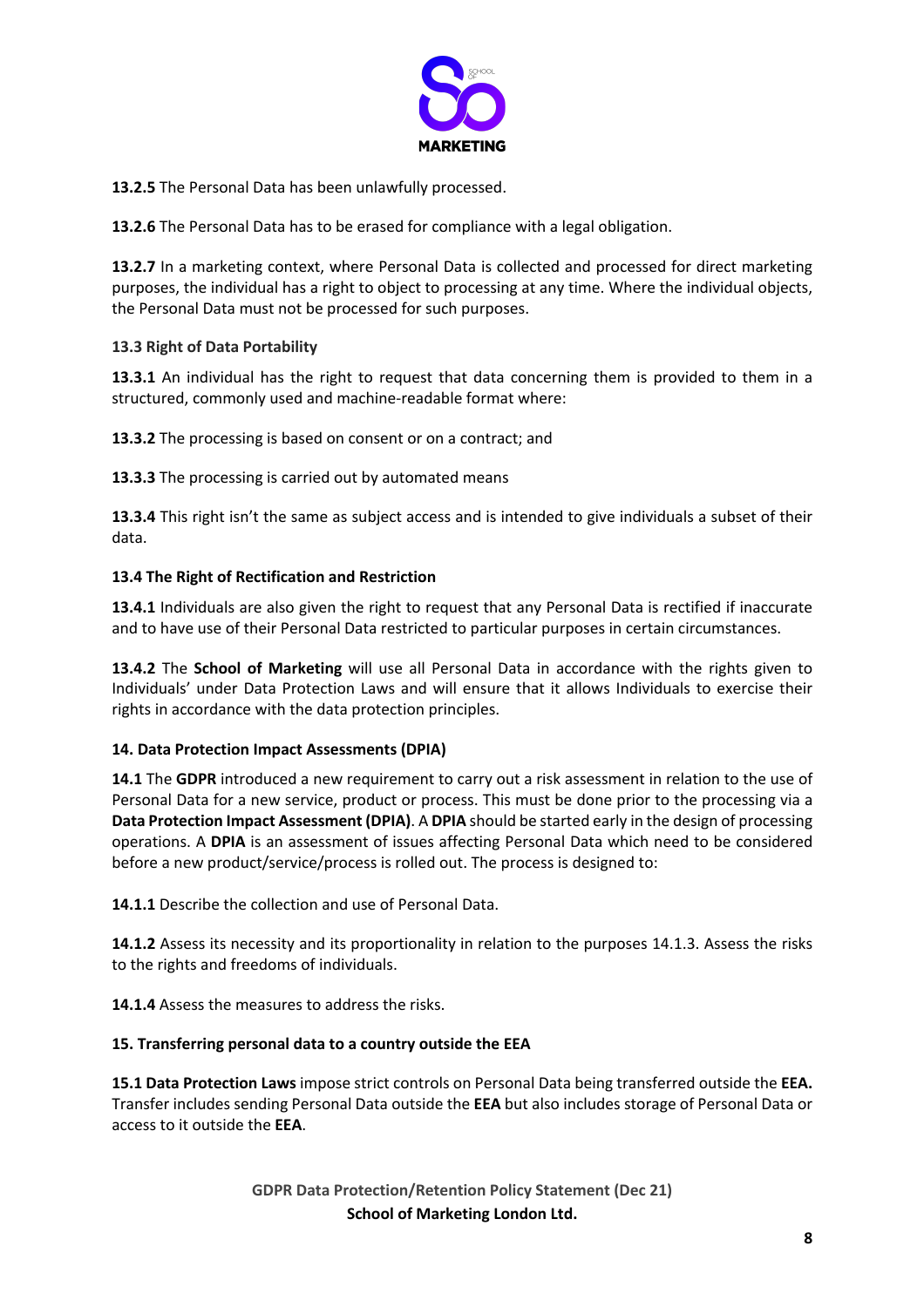**13.2.5** The Personal Data has been unlawfully processed.

**13.2.6** The Personal Data has to be erased for compliance with a legal obligation.

**13.2.7** In a marketing context, where Personal Data is collected and processed for direct marketing purposes, the individual has a right to object to processing at any time. Where the individual objects, the Personal Data must not be processed for such purposes.

### 13.3 Right of Data Portability

**13.3.1** An individual has the right to request that data concerning them is provided to them in a structured, commonly used and machine-readable format where:

**13.3.2** The processing is based on consent or on a contract; and

**13.3.3** The processing is carried out by automated means

**13.3.4** This right isn't the same as subject access and is intended to give individuals a subset of their data.

### 13.4 The Right of Rectification and Restriction

**13.4.1** Individuals are also given the right to request that any Personal Data is rectified if inaccurate and to have use of their Personal Data restricted to particular purposes in certain circumstances.

**13.4.2** The **School of Marketing** will use all Personal Data in accordance with the rights given to Individuals' under Data Protection Laws and will ensure that it allows Individuals to exercise their rights in accordance with the data protection principles.

## 14. Data Protection Impact Assessments (DPIA)

**14.1** The **GDPR** introduced a new requirement to carry out a risk assessment in relation to the use of Personal Data for a new service, product or process. This must be done prior to the processing via a **Data Protection Impact Assessment (DPIA)**. A **DPIA** should be started early in the design of processing operations. A **DPIA** is an assessment of issues affecting Personal Data which need to be considered before a new product/service/process is rolled out. The process is designed to:

**14.1.1** Describe the collection and use of Personal Data.

**14.1.2** Assess its necessity and its proportionality in relation to the purposes 14.1.3. Assess the risks to the rights and freedoms of individuals.

**14.1.4** Assess the measures to address the risks.

## 15. Transferring personal data to a country outside the EEA

**15.1 Data Protection Laws** impose strict controls on Personal Data being transferred outside the **EEA.** Transfer includes sending Personal Data outside the **EEA** but also includes storage of Personal Data or access to it outside the **EEA**.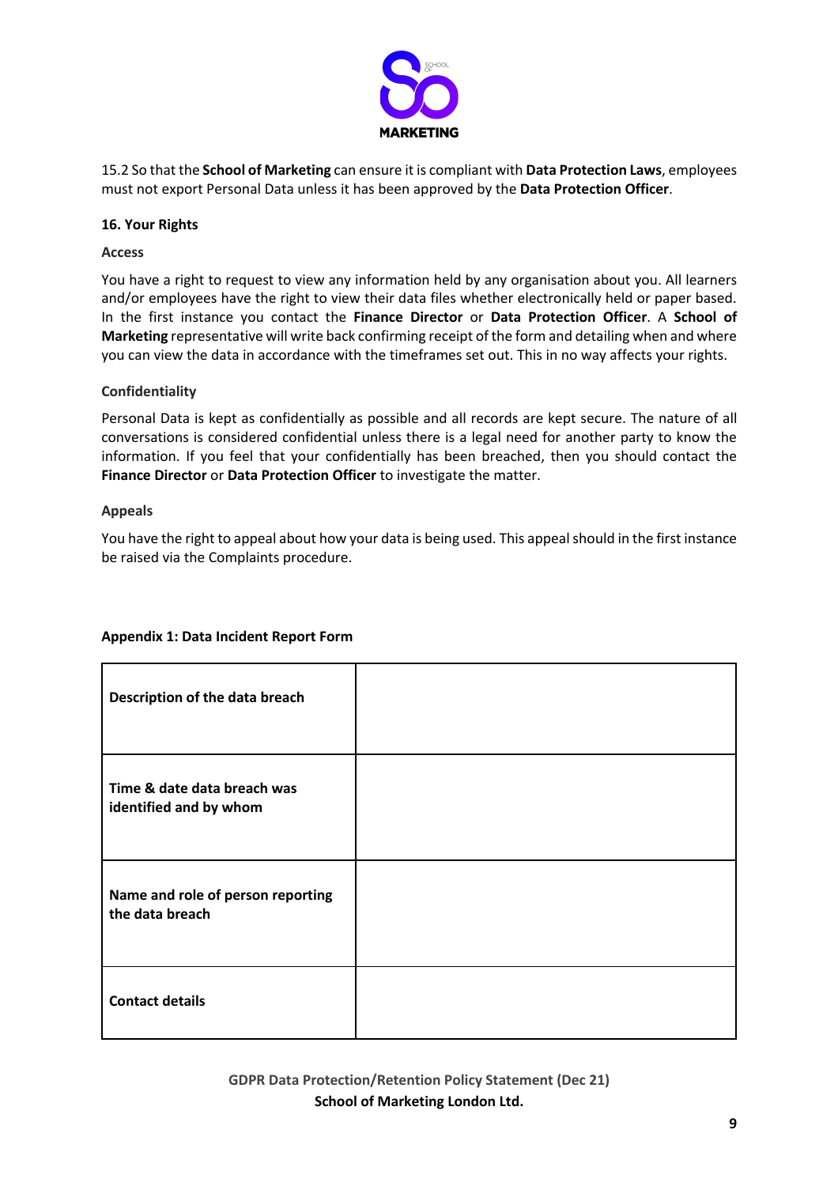15.2 So that the **School of Marketing** can ensure it is compliant with **Data Protection Laws**, employees must not export Personal Data unless it has been approved by the **Data Protection Officer**.

## 16. Your Rights

### Access

You have a right to request to view any information held by any organisation about you. All learners and/or employees have the right to view their data files whether electronically held or paper based. In the first instance you contact the **Finance Director** or **Data Protection Officer**. A **School of Marketing** representative will write back confirming receipt of the form and detailing when and where you can view the data in accordance with the timeframes set out. This in no way affects your rights.

### Confidentiality

Personal Data is kept as confidentially as possible and all records are kept secure. The nature of all conversations is considered confidential unless there is a legal need for another party to know the information. If you feel that your confidentially has been breached, then you should contact the **Finance Director** or **Data Protection Officer** to investigate the matter.

### Appeals

You have the right to appeal about how your data is being used. This appeal should in the first instance be raised via the Complaints procedure.

## Appendix 1: Data Incident Report Form

| | |
|---|---|
| **Description of the data breach** | |
| **Time & date data breach was identified and by whom** | |
| **Name and role of person reporting the data breach** | |
| **Contact details** | |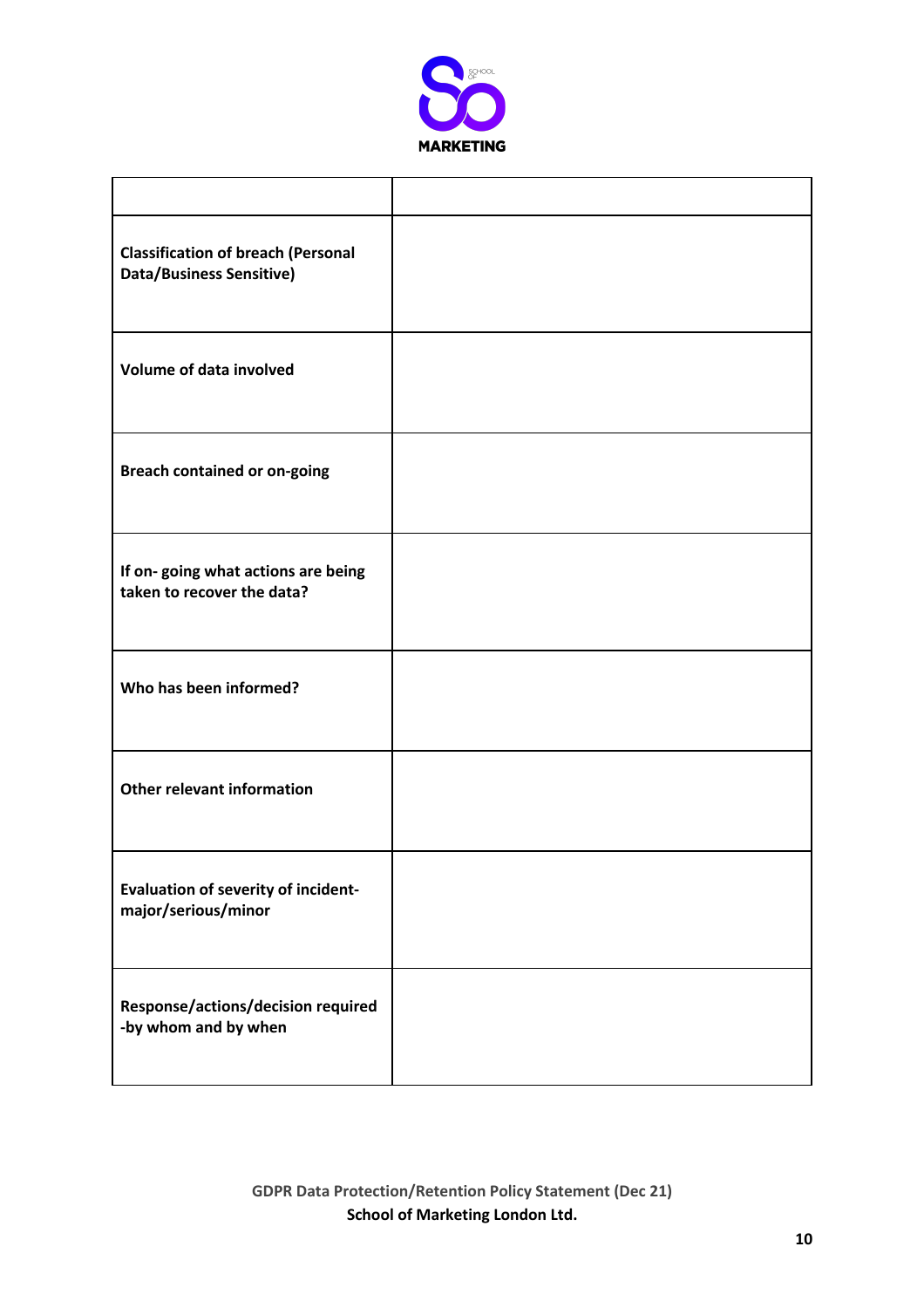| | |
|---|---|
| **Classification of breach (Personal Data/Business Sensitive)** | |
| **Volume of data involved** | |
| **Breach contained or on-going** | |
| **If on- going what actions are being taken to recover the data?** | |
| **Who has been informed?** | |
| **Other relevant information** | |
| **Evaluation of severity of incident-major/serious/minor** | |
| **Response/actions/decision required -by whom and by when** | |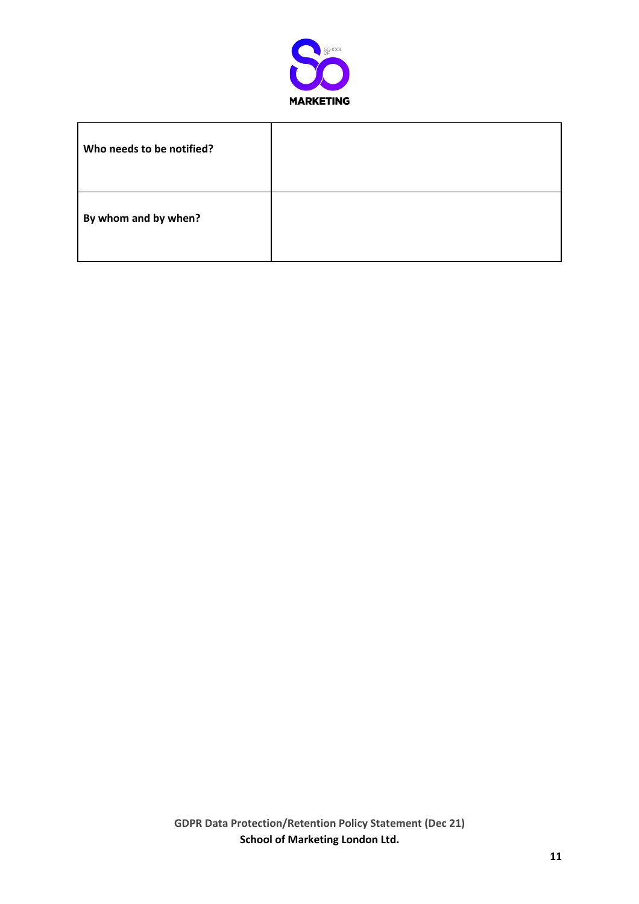| | |
|---|---|
| **Who needs to be notified?** | |
| **By whom and by when?** | |